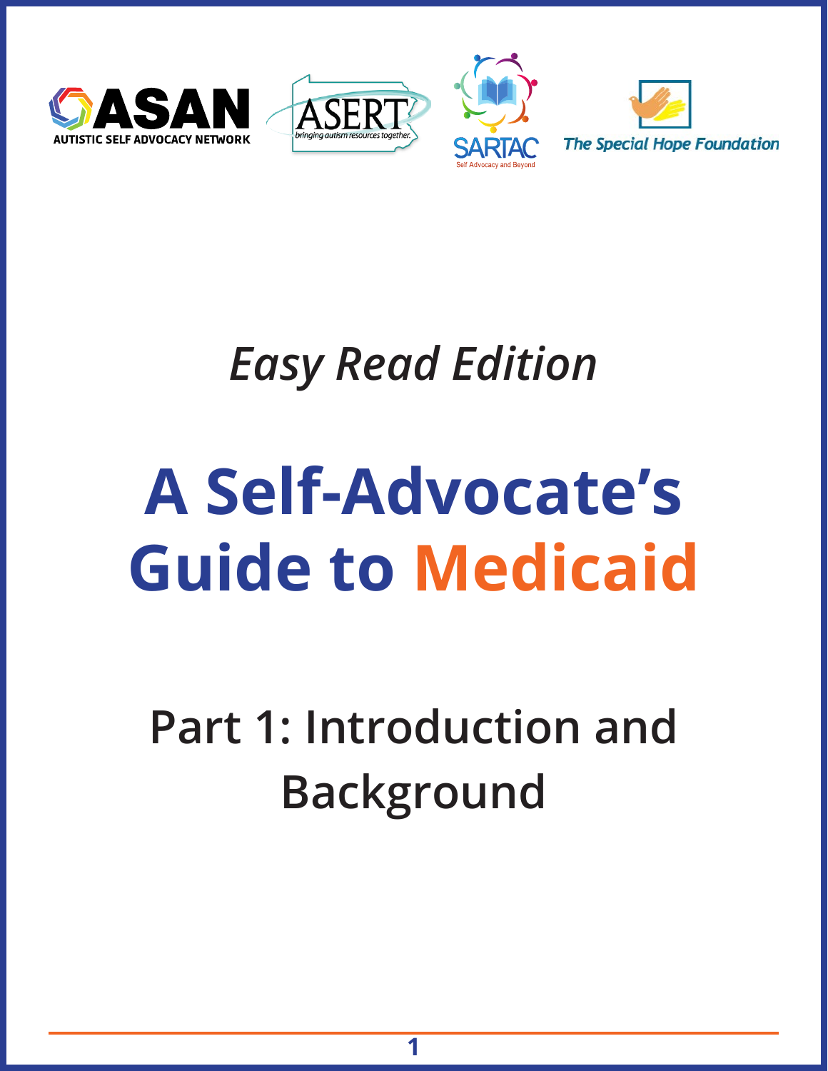ASAN AUTISTIC SELF ADVOCACY NETWORK

ASERT bringing autism resources together.

SARTAC Self Advocacy and Beyond

The Special Hope Foundation

*Easy Read Edition*

# A Self-Advocate's Guide to Medicaid

## Part 1: Introduction and Background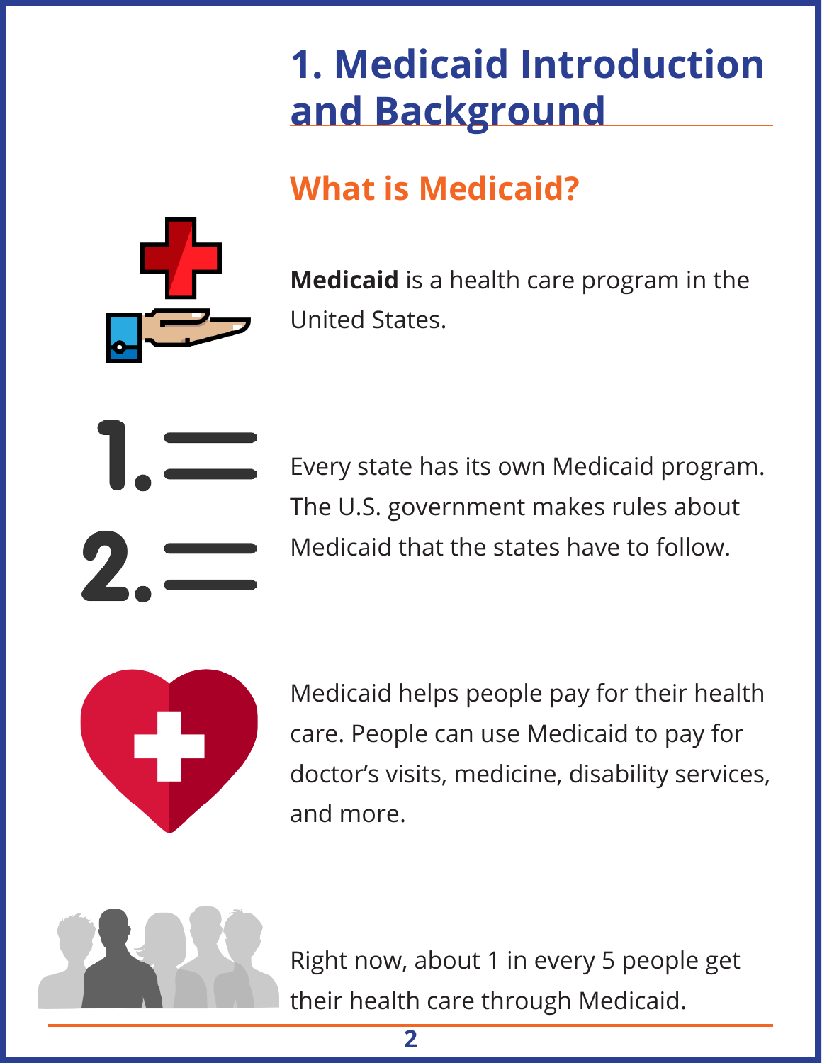# 1. Medicaid Introduction and Background

## What is Medicaid?

**Medicaid** is a health care program in the United States.

Every state has its own Medicaid program. The U.S. government makes rules about Medicaid that the states have to follow.

Medicaid helps people pay for their health care. People can use Medicaid to pay for doctor's visits, medicine, disability services, and more.

Right now, about 1 in every 5 people get their health care through Medicaid.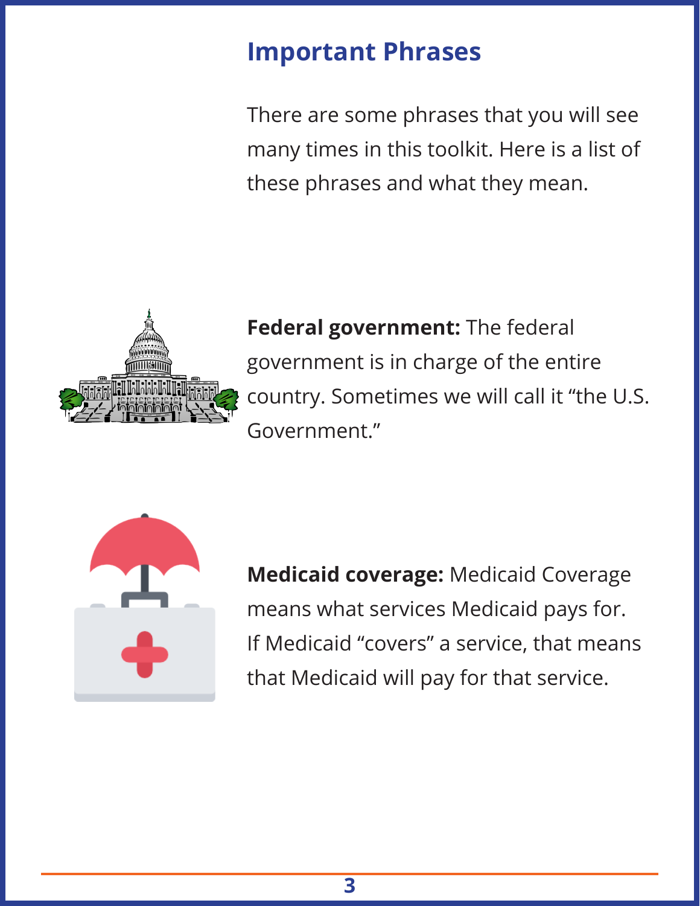## Important Phrases

There are some phrases that you will see many times in this toolkit. Here is a list of these phrases and what they mean.

**Federal government:** The federal government is in charge of the entire country. Sometimes we will call it "the U.S. Government."

**Medicaid coverage:** Medicaid Coverage means what services Medicaid pays for. If Medicaid "covers" a service, that means that Medicaid will pay for that service.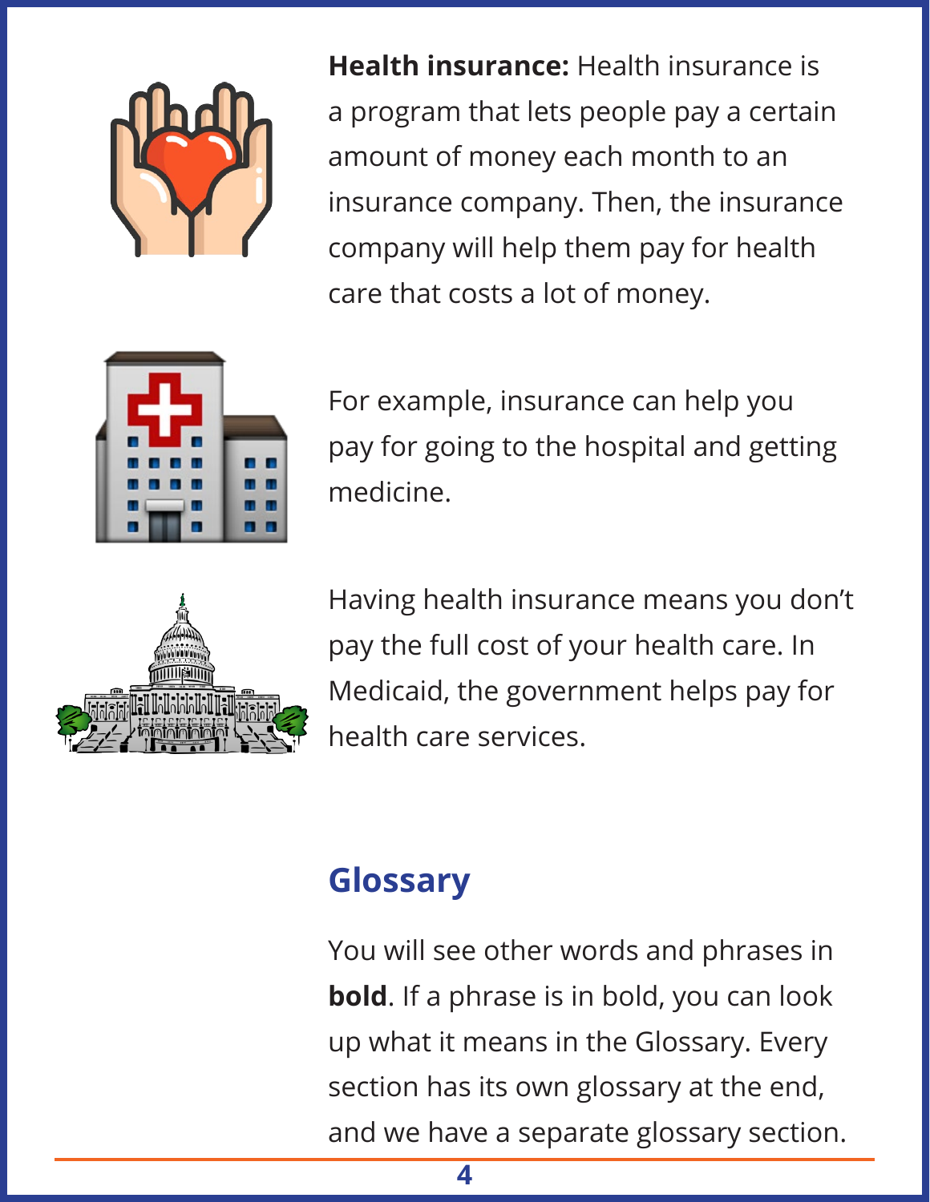**Health insurance:** Health insurance is a program that lets people pay a certain amount of money each month to an insurance company. Then, the insurance company will help them pay for health care that costs a lot of money.

For example, insurance can help you pay for going to the hospital and getting medicine.

Having health insurance means you don't pay the full cost of your health care. In Medicaid, the government helps pay for health care services.

## Glossary

You will see other words and phrases in **bold**. If a phrase is in bold, you can look up what it means in the Glossary. Every section has its own glossary at the end, and we have a separate glossary section.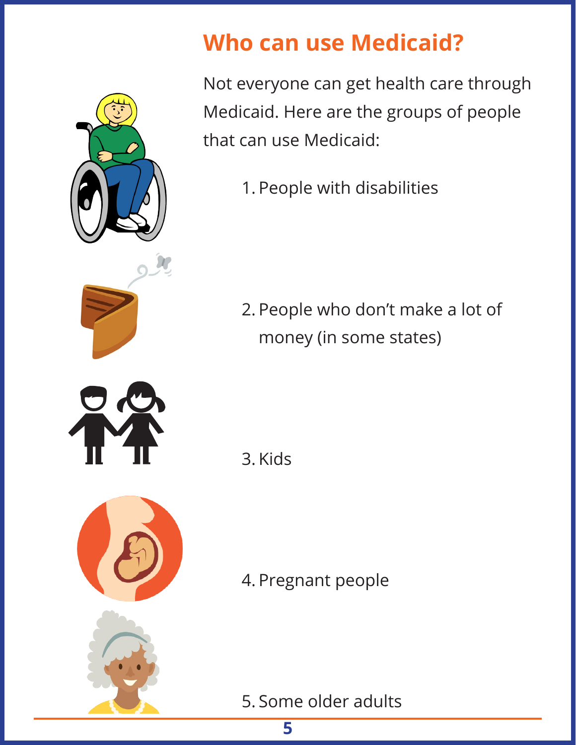# Who can use Medicaid?

Not everyone can get health care through Medicaid. Here are the groups of people that can use Medicaid:

1. People with disabilities
2. People who don't make a lot of money (in some states)
3. Kids
4. Pregnant people
5. Some older adults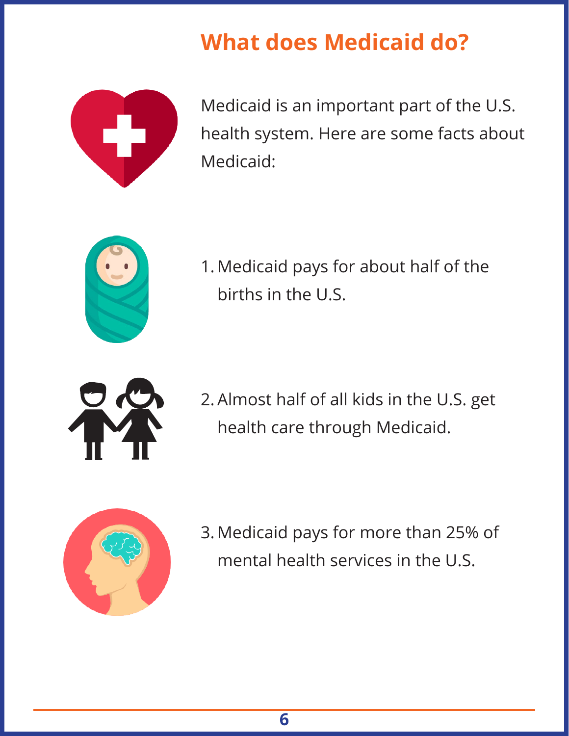## What does Medicaid do?

Medicaid is an important part of the U.S. health system. Here are some facts about Medicaid:

1. Medicaid pays for about half of the births in the U.S.
2. Almost half of all kids in the U.S. get health care through Medicaid.
3. Medicaid pays for more than 25% of mental health services in the U.S.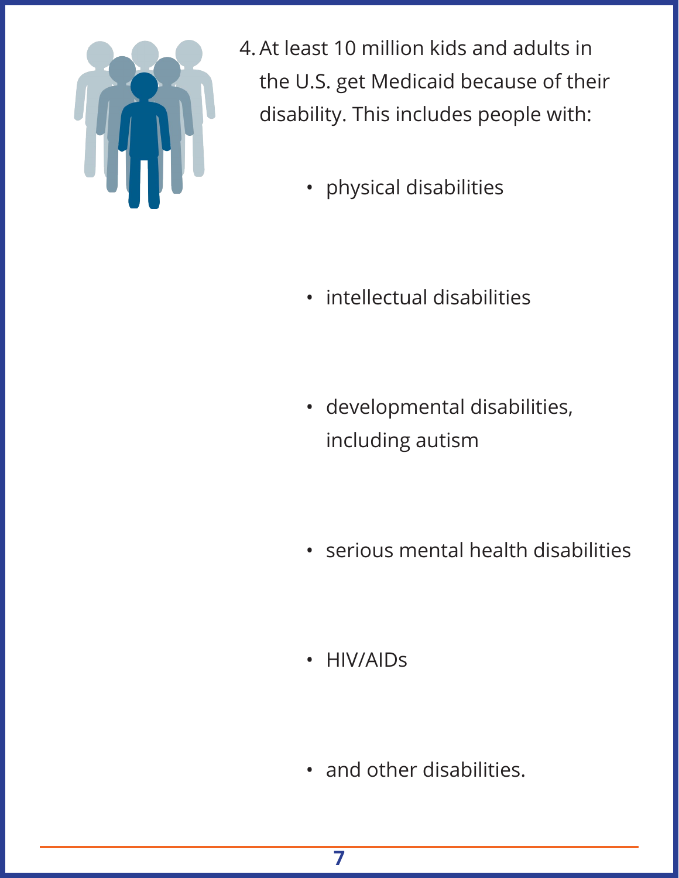4. At least 10 million kids and adults in the U.S. get Medicaid because of their disability. This includes people with:

    - physical disabilities
    - intellectual disabilities
    - developmental disabilities, including autism
    - serious mental health disabilities
    - HIV/AIDs
    - and other disabilities.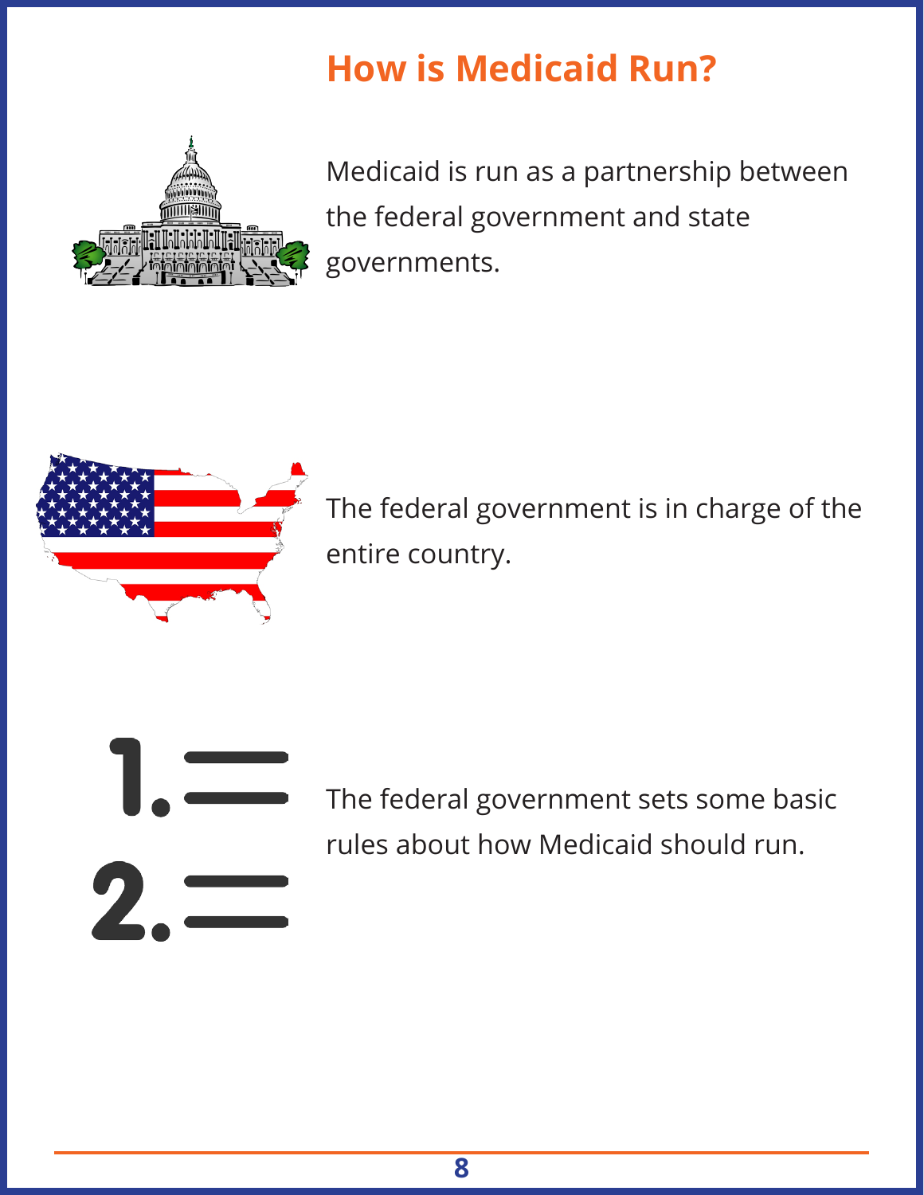# How is Medicaid Run?

Medicaid is run as a partnership between the federal government and state governments.

The federal government is in charge of the entire country.

The federal government sets some basic rules about how Medicaid should run.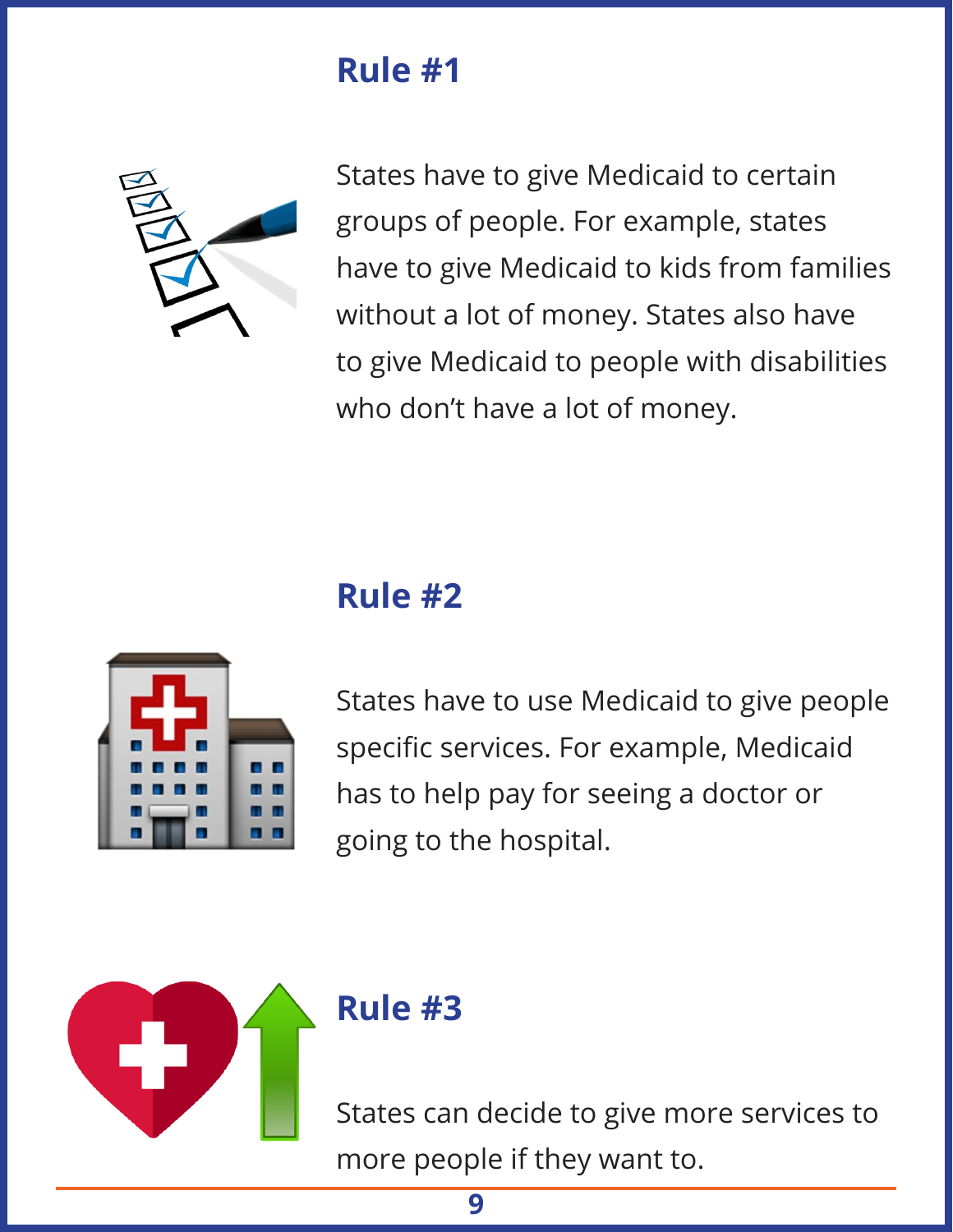## Rule #1

States have to give Medicaid to certain groups of people. For example, states have to give Medicaid to kids from families without a lot of money. States also have to give Medicaid to people with disabilities who don't have a lot of money.

## Rule #2

States have to use Medicaid to give people specific services. For example, Medicaid has to help pay for seeing a doctor or going to the hospital.

## Rule #3

States can decide to give more services to more people if they want to.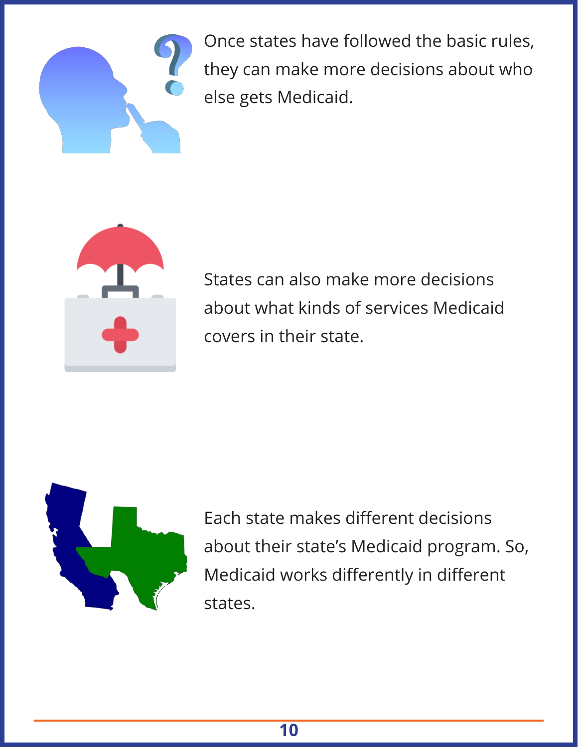Once states have followed the basic rules, they can make more decisions about who else gets Medicaid.

States can also make more decisions about what kinds of services Medicaid covers in their state.

Each state makes different decisions about their state's Medicaid program. So, Medicaid works differently in different states.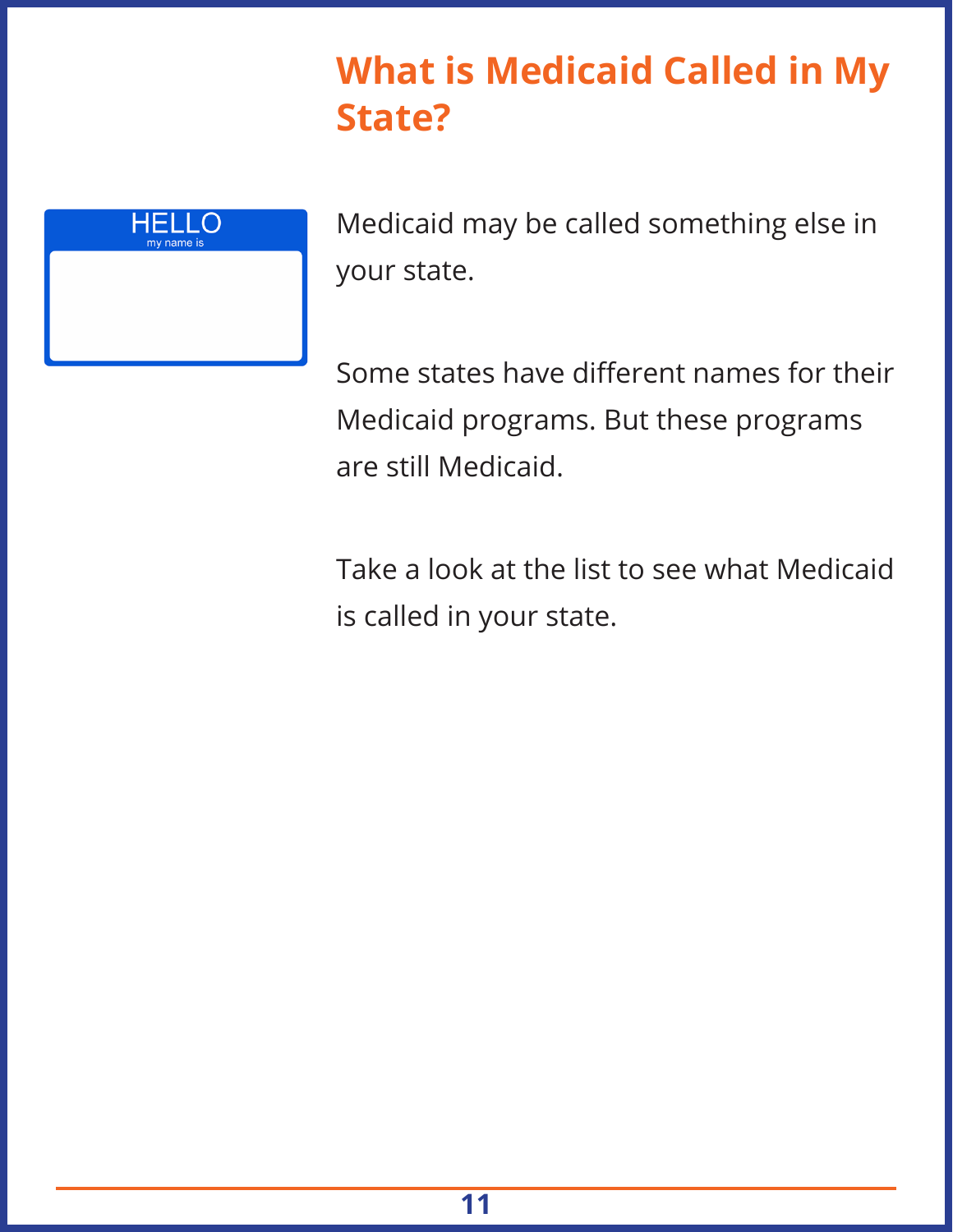# What is Medicaid Called in My State?

Medicaid may be called something else in your state.

Some states have different names for their Medicaid programs. But these programs are still Medicaid.

Take a look at the list to see what Medicaid is called in your state.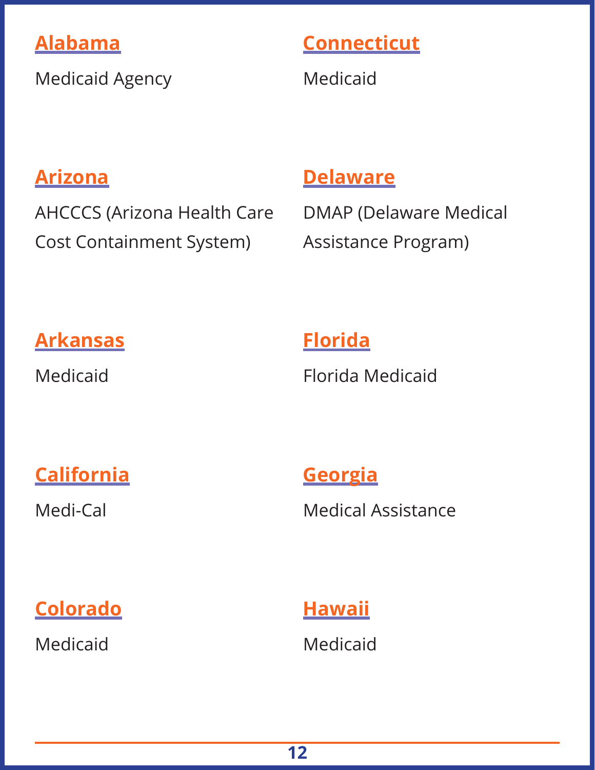### Alabama

Medicaid Agency

### Arizona

AHCCCS (Arizona Health Care Cost Containment System)

### Arkansas

Medicaid

### California

Medi-Cal

### Colorado

Medicaid

### Connecticut

Medicaid

### Delaware

DMAP (Delaware Medical Assistance Program)

### Florida

Florida Medicaid

### Georgia

Medical Assistance

### Hawaii

Medicaid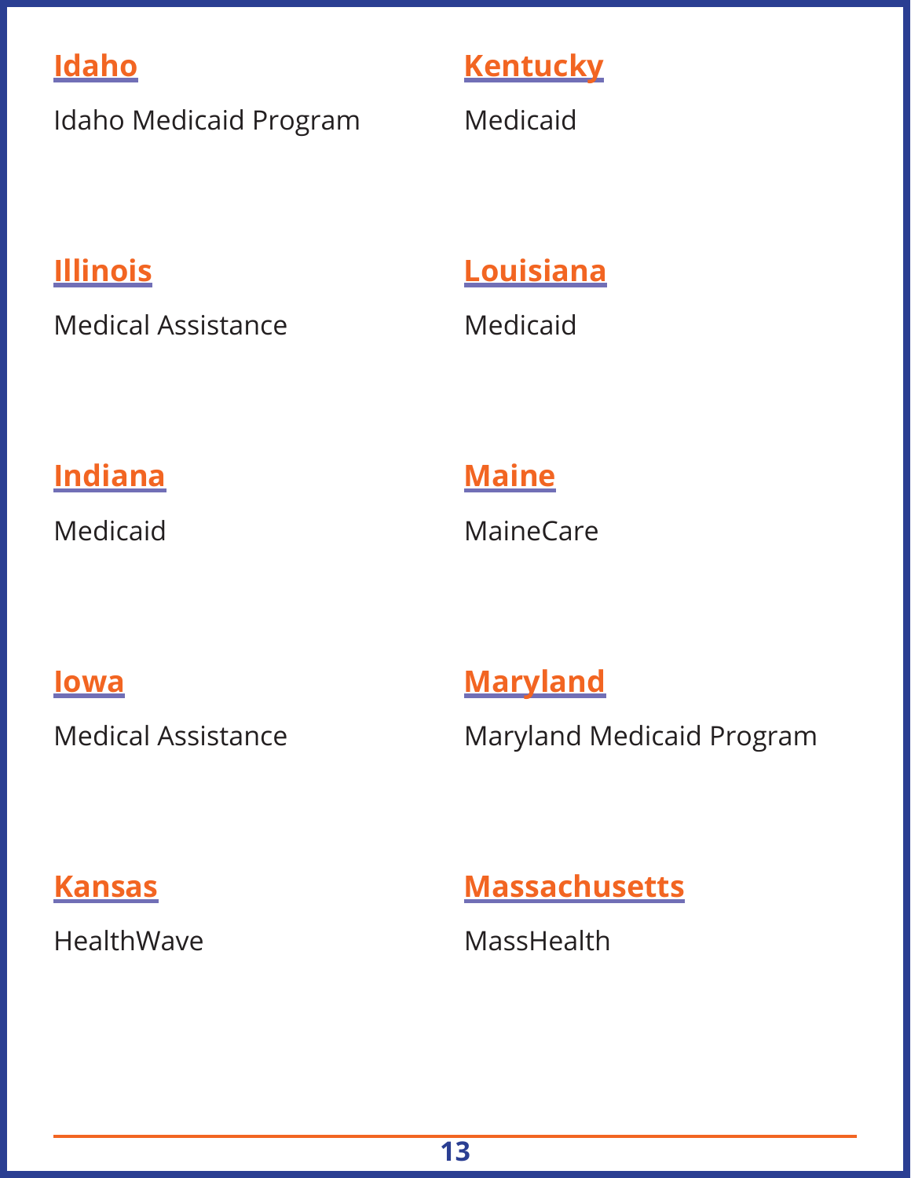### Idaho

Idaho Medicaid Program

### Illinois

Medical Assistance

### Indiana

Medicaid

### Iowa

Medical Assistance

### Kansas

HealthWave

### Kentucky

Medicaid

### Louisiana

Medicaid

### Maine

MaineCare

### Maryland

Maryland Medicaid Program

### Massachusetts

MassHealth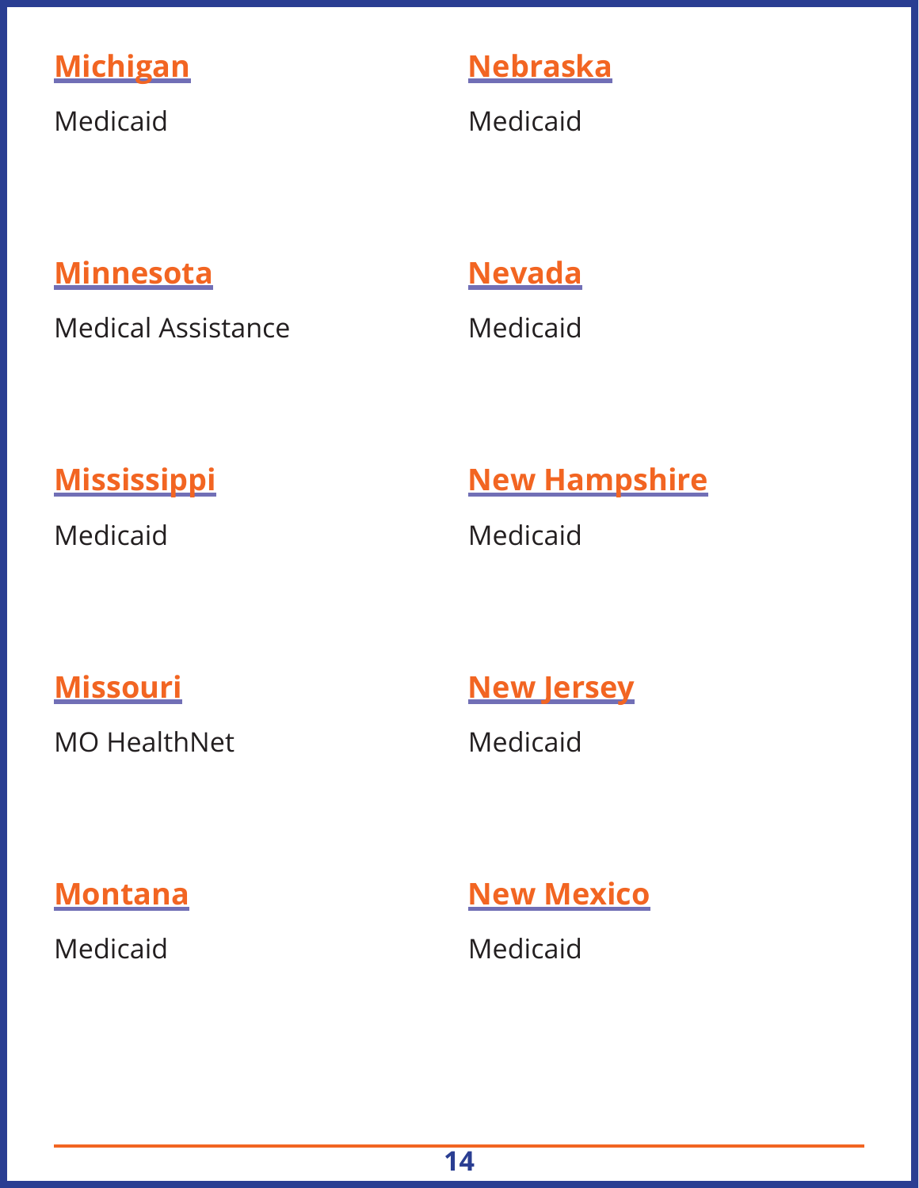### Michigan

Medicaid

### Minnesota

Medical Assistance

### Mississippi

Medicaid

### Missouri

MO HealthNet

### Montana

Medicaid

### Nebraska

Medicaid

### Nevada

Medicaid

### New Hampshire

Medicaid

### New Jersey

Medicaid

### New Mexico

Medicaid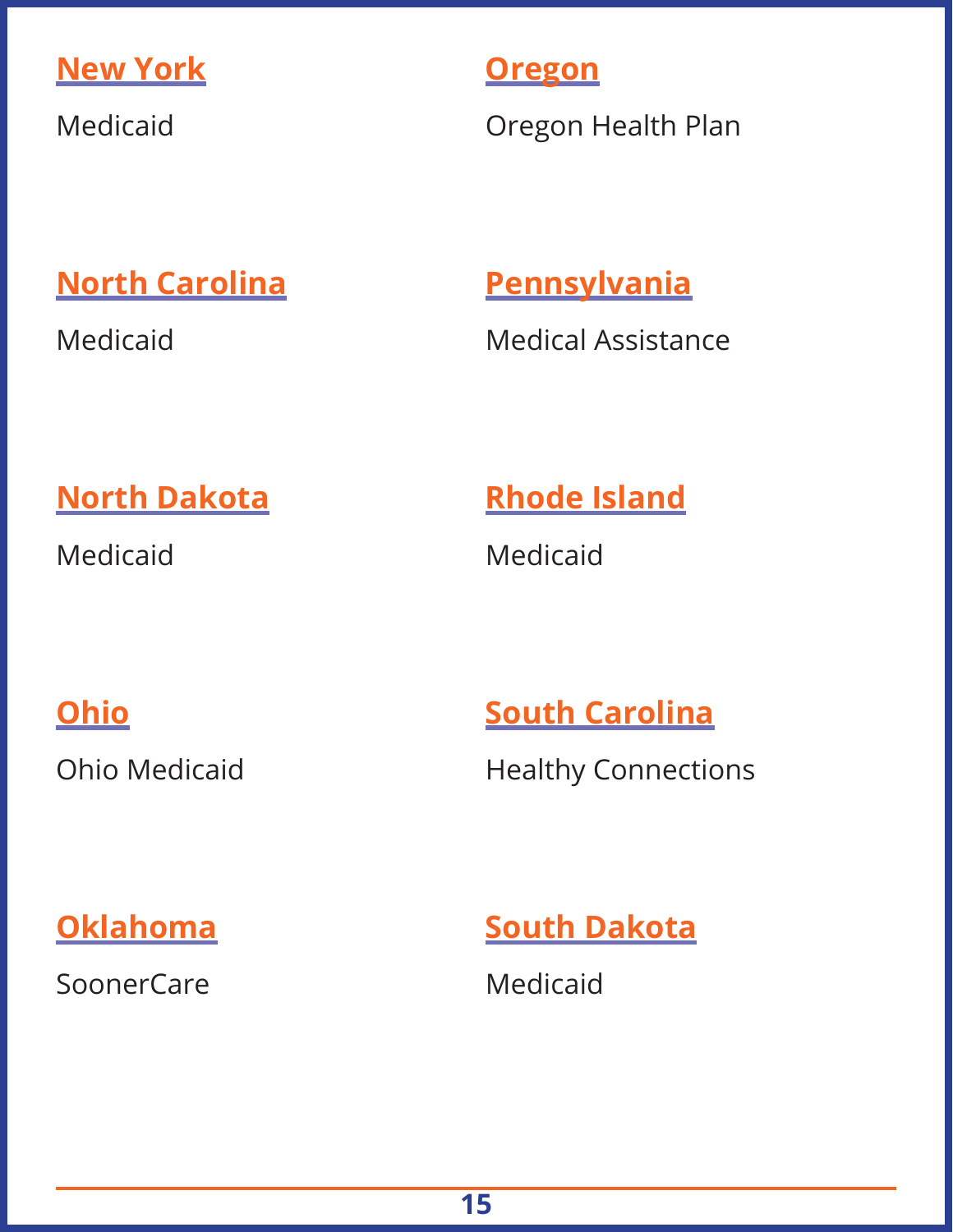## New York

Medicaid

## North Carolina

Medicaid

## North Dakota

Medicaid

## Ohio

Ohio Medicaid

## Oklahoma

SoonerCare

## Oregon

Oregon Health Plan

## Pennsylvania

Medical Assistance

## Rhode Island

Medicaid

## South Carolina

Healthy Connections

## South Dakota

Medicaid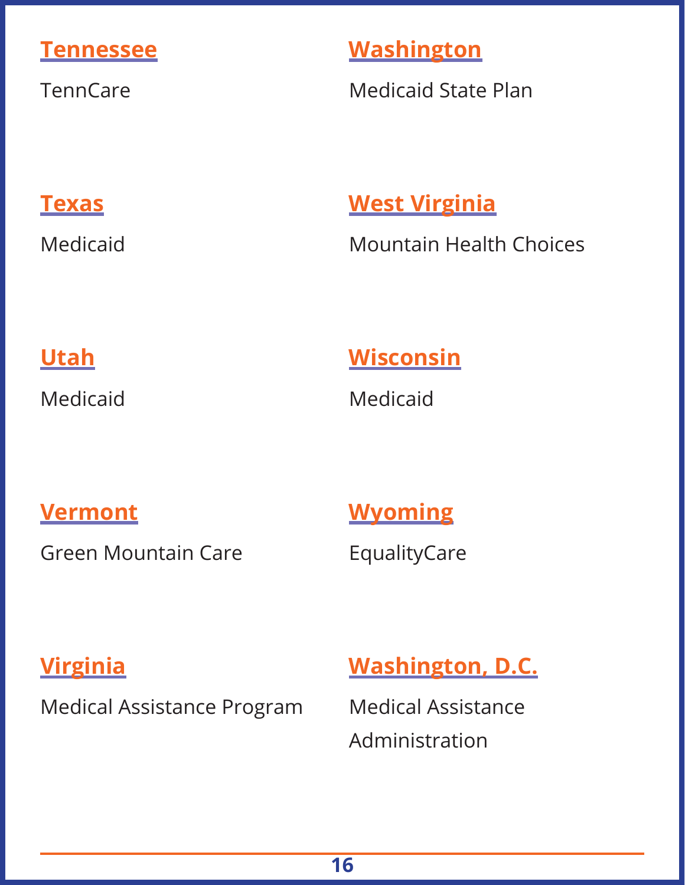### Tennessee

TennCare

### Texas

Medicaid

### Utah

Medicaid

### Vermont

Green Mountain Care

### Virginia

Medical Assistance Program

### Washington

Medicaid State Plan

### West Virginia

Mountain Health Choices

### Wisconsin

Medicaid

### Wyoming

EqualityCare

### Washington, D.C.

Medical Assistance Administration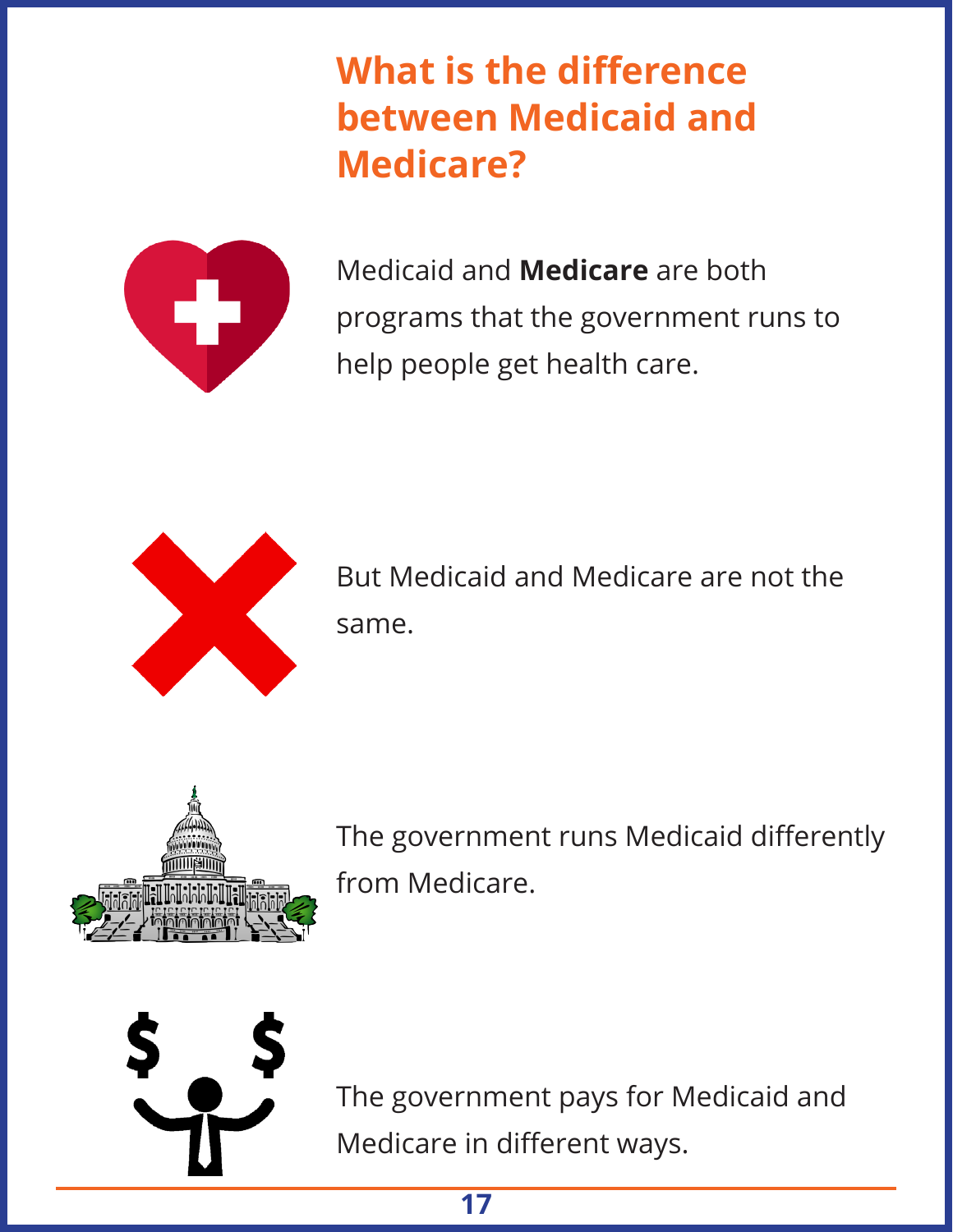## What is the difference between Medicaid and Medicare?

Medicaid and **Medicare** are both programs that the government runs to help people get health care.

But Medicaid and Medicare are not the same.

The government runs Medicaid differently from Medicare.

The government pays for Medicaid and Medicare in different ways.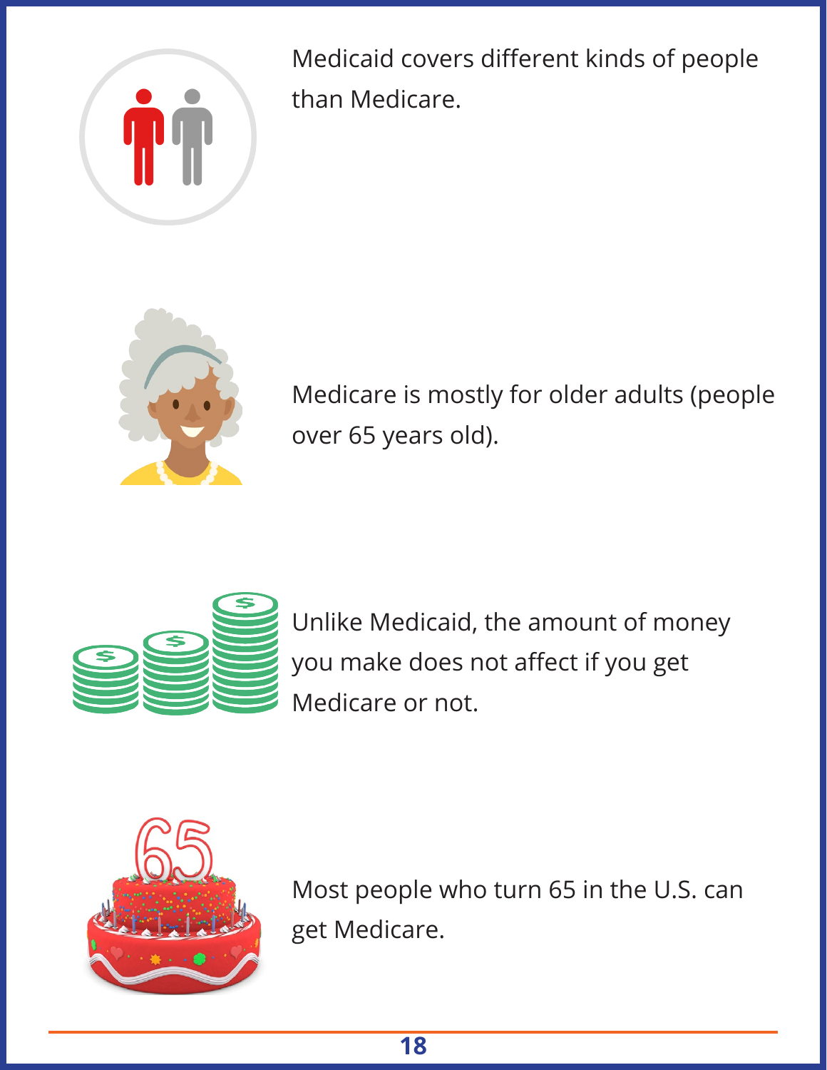Medicaid covers different kinds of people than Medicare.

Medicare is mostly for older adults (people over 65 years old).

Unlike Medicaid, the amount of money you make does not affect if you get Medicare or not.

Most people who turn 65 in the U.S. can get Medicare.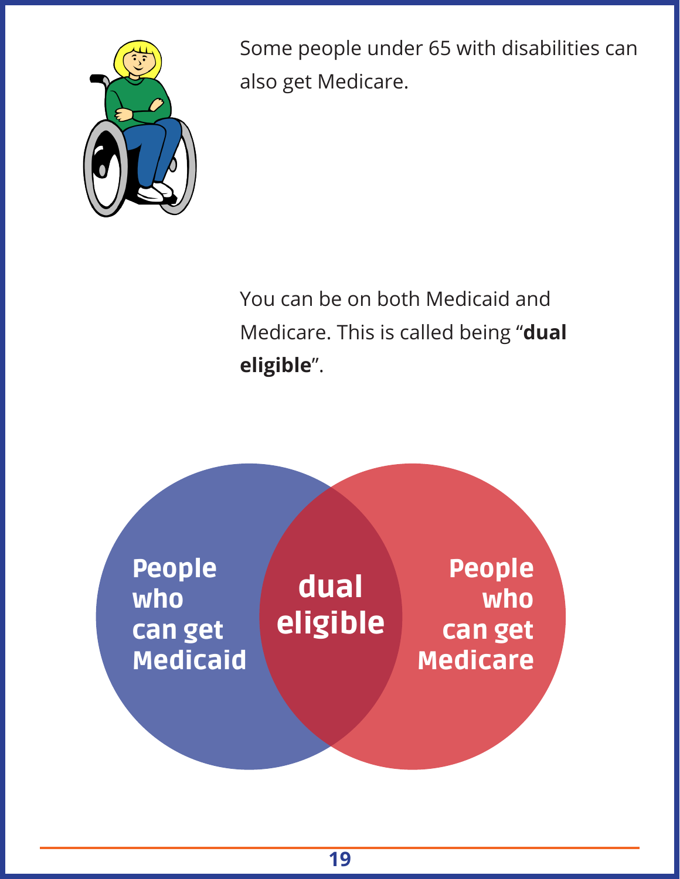Some people under 65 with disabilities can also get Medicare.

You can be on both Medicaid and Medicare. This is called being "**dual eligible**".

People who can get Medicaid

dual eligible

People who can get Medicare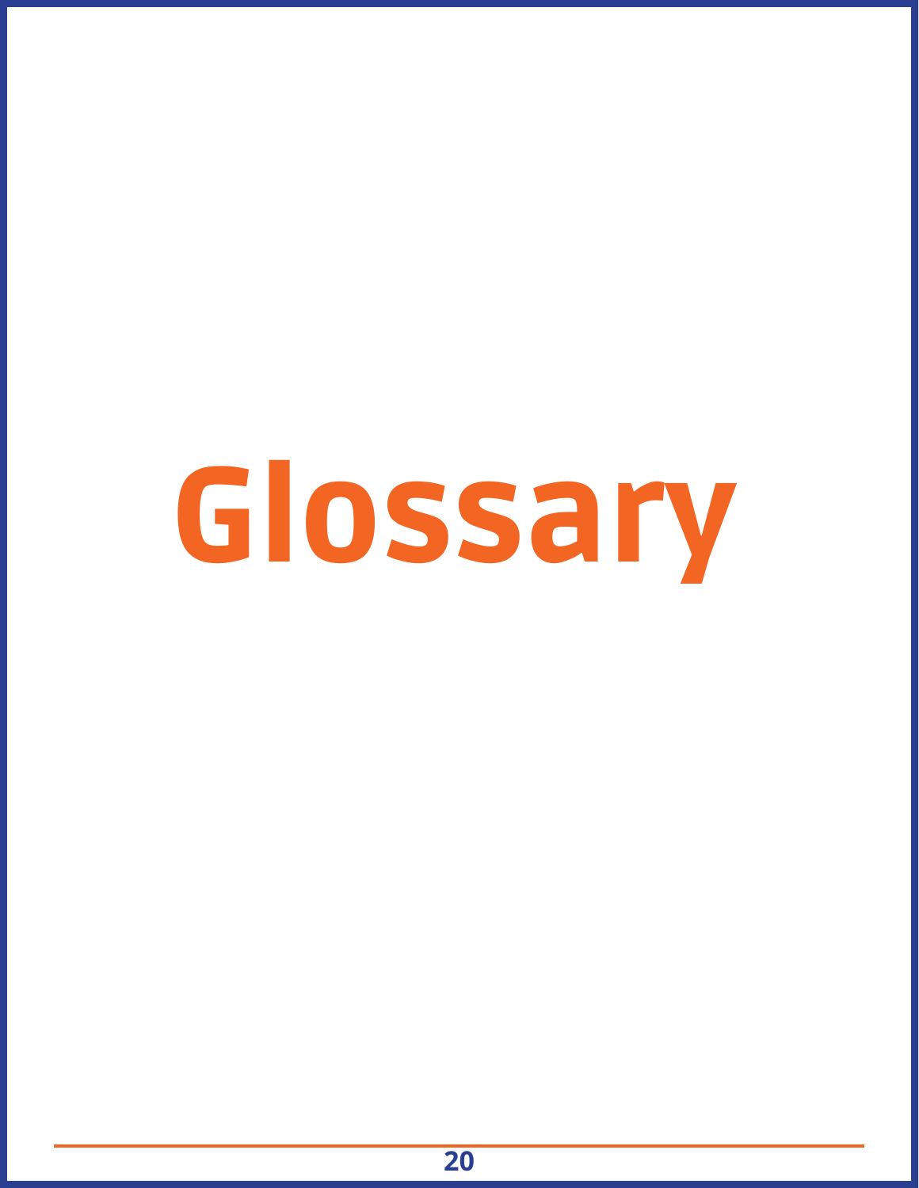# Glossary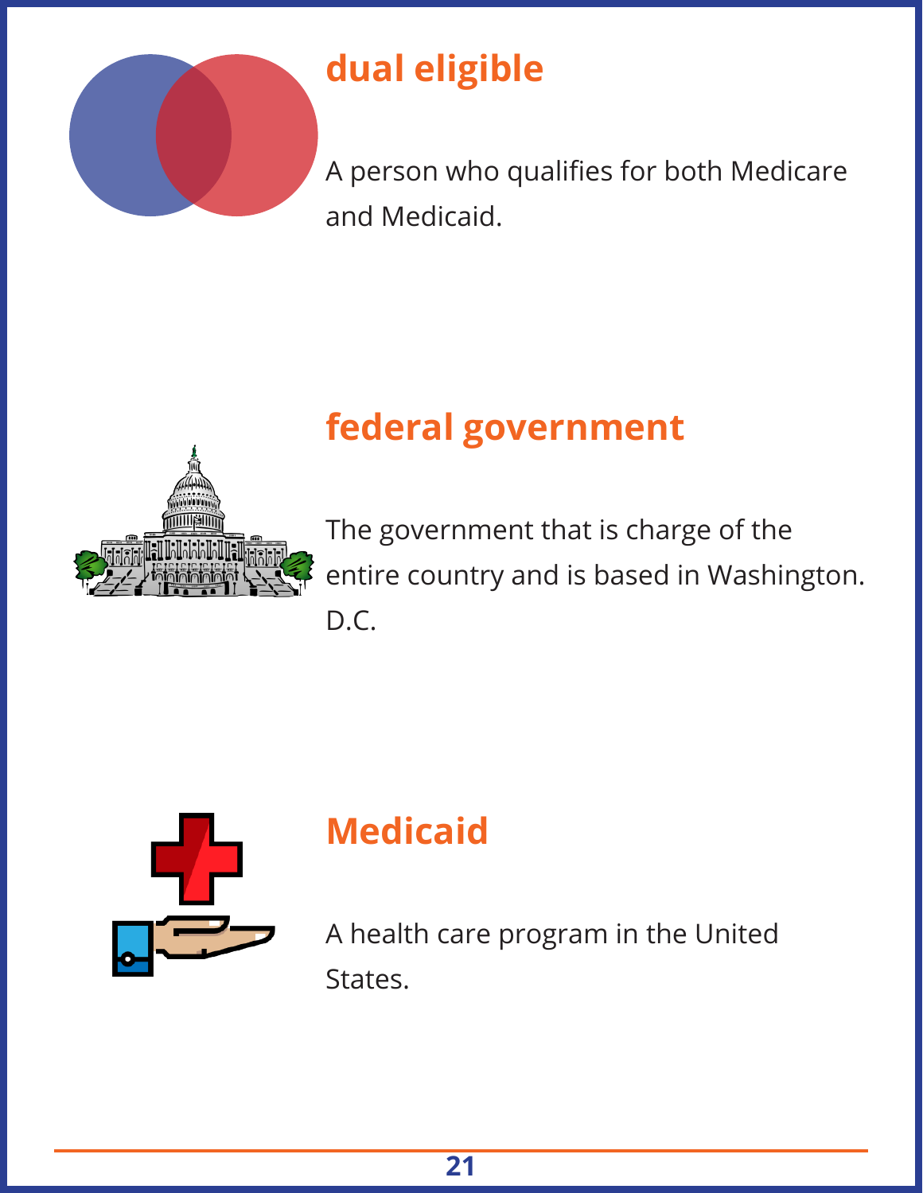## dual eligible

A person who qualifies for both Medicare and Medicaid.

## federal government

The government that is charge of the entire country and is based in Washington. D.C.

## Medicaid

A health care program in the United States.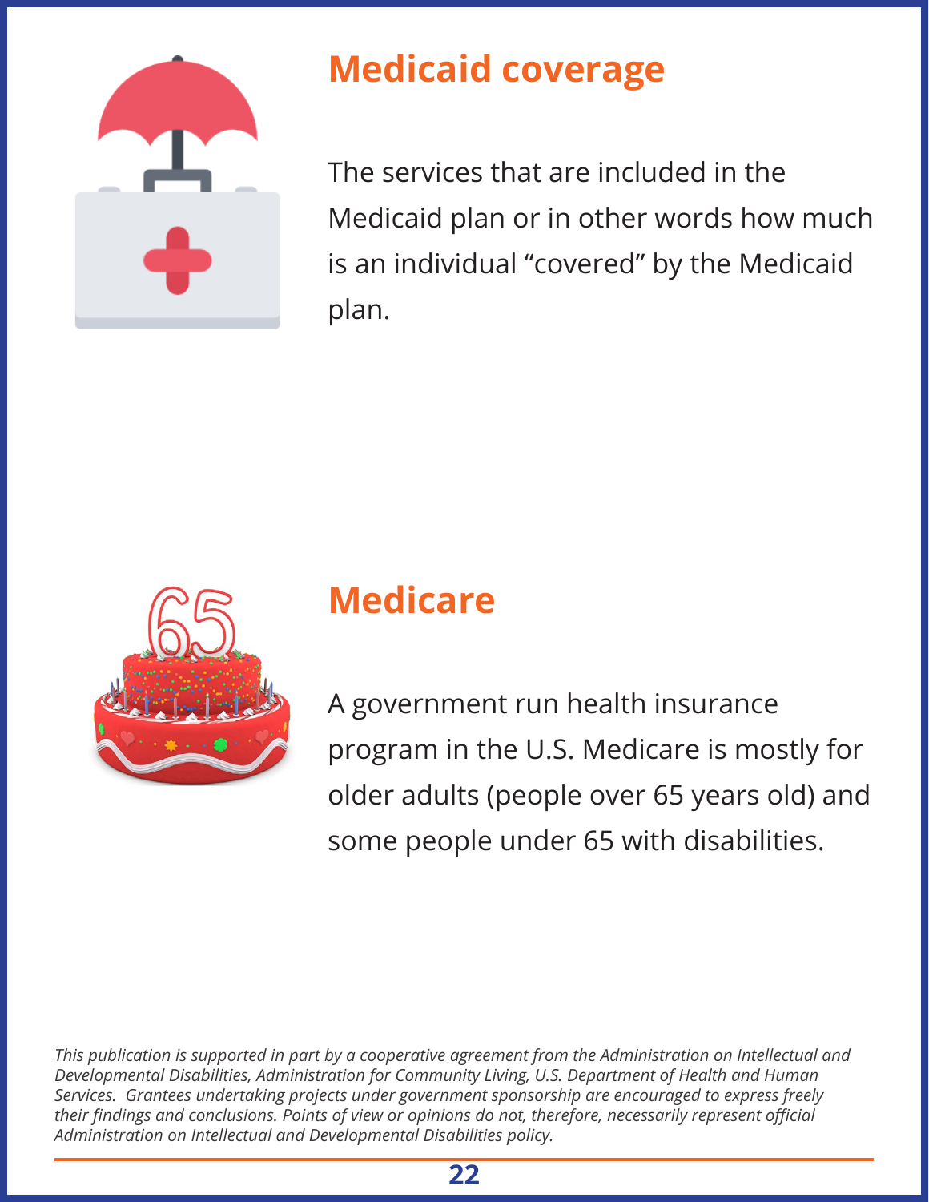## Medicaid coverage

The services that are included in the Medicaid plan or in other words how much is an individual “covered” by the Medicaid plan.

## Medicare

A government run health insurance program in the U.S. Medicare is mostly for older adults (people over 65 years old) and some people under 65 with disabilities.

*This publication is supported in part by a cooperative agreement from the Administration on Intellectual and Developmental Disabilities, Administration for Community Living, U.S. Department of Health and Human Services. Grantees undertaking projects under government sponsorship are encouraged to express freely their findings and conclusions. Points of view or opinions do not, therefore, necessarily represent official Administration on Intellectual and Developmental Disabilities policy.*